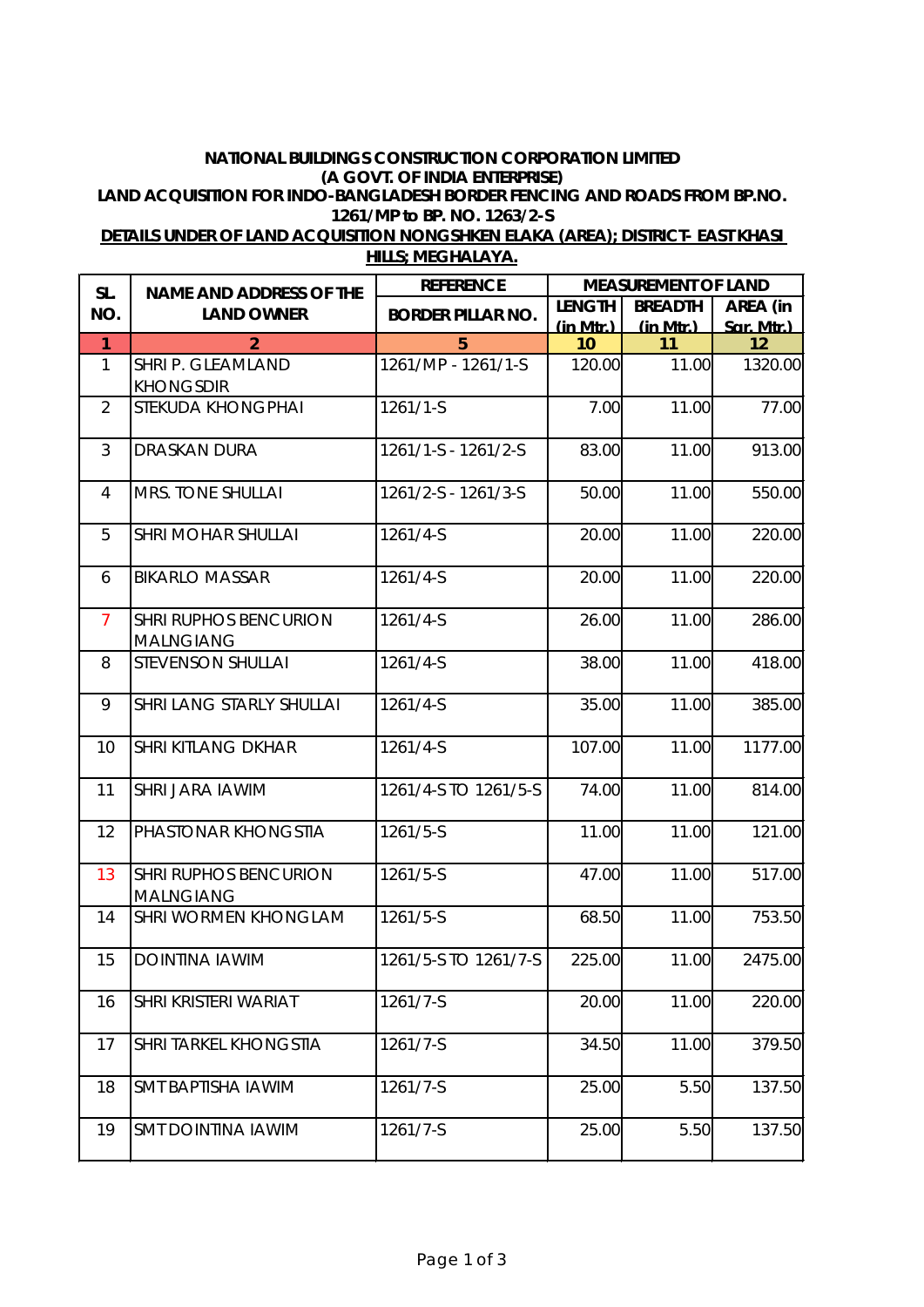**NATIONAL BUILDINGS CONSTRUCTION CORPORATION LIMITED**
**(A GOVT. OF INDIA ENTERPRISE)**
**LAND ACQUISITION FOR INDO-BANGLADESH BORDER FENCING AND ROADS FROM BP.NO. 1261/MP to BP. NO. 1263/2-S**
**DETAILS UNDER OF LAND ACQUISITION NONGSHKEN ELAKA (AREA); DISTRICT- EAST KHASI HILLS; MEGHALAYA.**

| SL. NO. | NAME AND ADDRESS OF THE LAND OWNER | REFERENCE | MEASUREMENT OF LAND | | |
|---|---|---|---|---|---|
| | | BORDER PILLAR NO. | LENGTH (in Mtr.) | BREADTH (in Mtr.) | AREA (in Sqr. Mtr.) |
| 1 | 2 | 5 | 10 | 11 | 12 |
| 1 | SHRI P. GLEAMLAND KHONGSDIR | 1261/MP - 1261/1-S | 120.00 | 11.00 | 1320.00 |
| 2 | STEKUDA KHONGPHAI | 1261/1-S | 7.00 | 11.00 | 77.00 |
| 3 | DRASKAN DURA | 1261/1-S - 1261/2-S | 83.00 | 11.00 | 913.00 |
| 4 | MRS. TONE SHULLAI | 1261/2-S - 1261/3-S | 50.00 | 11.00 | 550.00 |
| 5 | SHRI MOHAR SHULLAI | 1261/4-S | 20.00 | 11.00 | 220.00 |
| 6 | BIKARLO MASSAR | 1261/4-S | 20.00 | 11.00 | 220.00 |
| 7 | SHRI RUPHOS BENCURION MALNGIANG | 1261/4-S | 26.00 | 11.00 | 286.00 |
| 8 | STEVENSON SHULLAI | 1261/4-S | 38.00 | 11.00 | 418.00 |
| 9 | SHRI LANG STARLY SHULLAI | 1261/4-S | 35.00 | 11.00 | 385.00 |
| 10 | SHRI KITLANG DKHAR | 1261/4-S | 107.00 | 11.00 | 1177.00 |
| 11 | SHRI JARA IAWIM | 1261/4-S TO 1261/5-S | 74.00 | 11.00 | 814.00 |
| 12 | PHASTONAR KHONGSTIA | 1261/5-S | 11.00 | 11.00 | 121.00 |
| 13 | SHRI RUPHOS BENCURION MALNGIANG | 1261/5-S | 47.00 | 11.00 | 517.00 |
| 14 | SHRI WORMEN KHONGLAM | 1261/5-S | 68.50 | 11.00 | 753.50 |
| 15 | DOINTINA IAWIM | 1261/5-S TO 1261/7-S | 225.00 | 11.00 | 2475.00 |
| 16 | SHRI KRISTERI WARIAT | 1261/7-S | 20.00 | 11.00 | 220.00 |
| 17 | SHRI TARKEL KHONGSTIA | 1261/7-S | 34.50 | 11.00 | 379.50 |
| 18 | SMT BAPTISHA IAWIM | 1261/7-S | 25.00 | 5.50 | 137.50 |
| 19 | SMT DOINTINA IAWIM | 1261/7-S | 25.00 | 5.50 | 137.50 |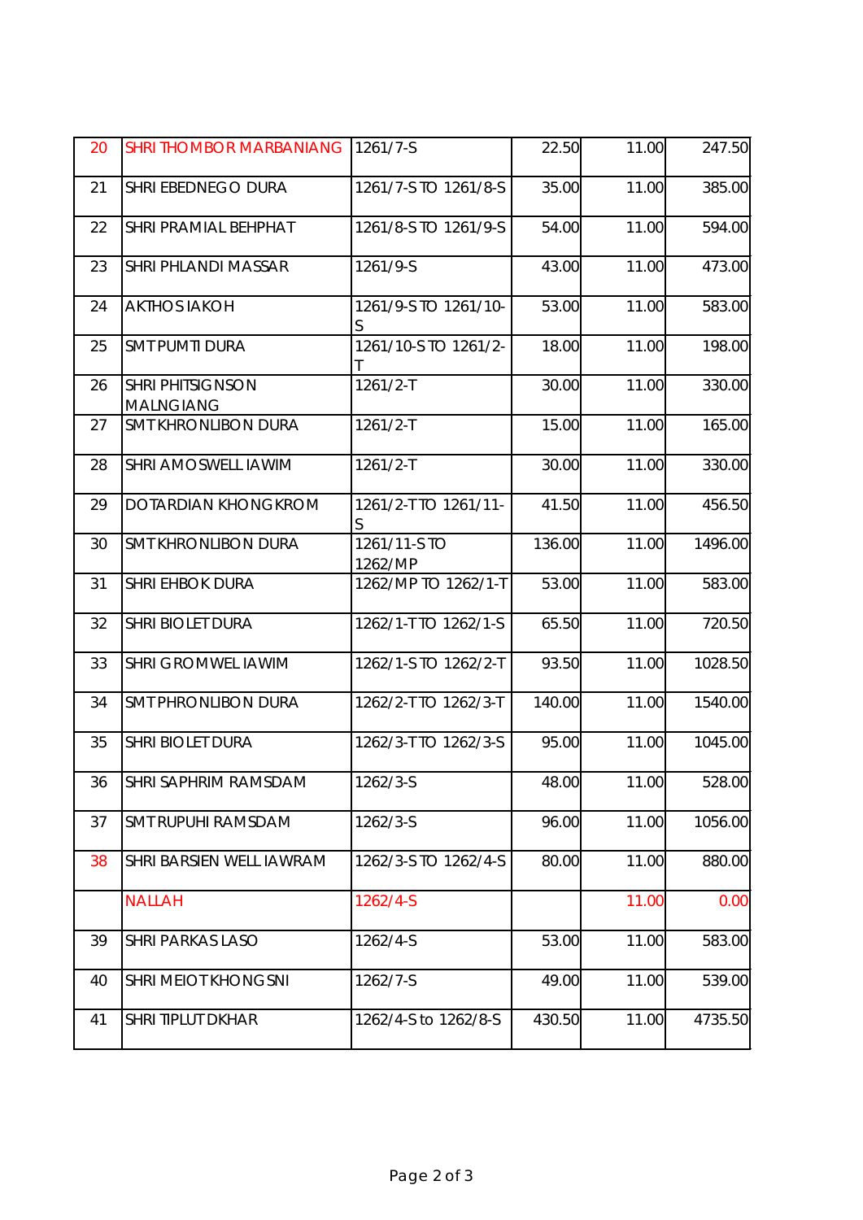| | | | | | |
|---|---|---|---|---|---|
| 20 | SHRI THOMBOR MARBANIANG | 1261/7-S | 22.50 | 11.00 | 247.50 |
| 21 | SHRI EBEDNEGO DURA | 1261/7-S TO 1261/8-S | 35.00 | 11.00 | 385.00 |
| 22 | SHRI PRAMIAL BEHPHAT | 1261/8-S TO 1261/9-S | 54.00 | 11.00 | 594.00 |
| 23 | SHRI PHLANDI MASSAR | 1261/9-S | 43.00 | 11.00 | 473.00 |
| 24 | AKTHOS IAKOH | 1261/9-S TO 1261/10-S | 53.00 | 11.00 | 583.00 |
| 25 | SMT PUMTI DURA | 1261/10-S TO 1261/2-T | 18.00 | 11.00 | 198.00 |
| 26 | SHRI PHITSIGNSON MALNGIANG | 1261/2-T | 30.00 | 11.00 | 330.00 |
| 27 | SMT KHRONLIBON DURA | 1261/2-T | 15.00 | 11.00 | 165.00 |
| 28 | SHRI AMOSWELL IAWIM | 1261/2-T | 30.00 | 11.00 | 330.00 |
| 29 | DOTARDIAN KHONGKROM | 1261/2-T TO 1261/11-S | 41.50 | 11.00 | 456.50 |
| 30 | SMT KHRONLIBON DURA | 1261/11-S TO 1262/MP | 136.00 | 11.00 | 1496.00 |
| 31 | SHRI EHBOK DURA | 1262/MP TO 1262/1-T | 53.00 | 11.00 | 583.00 |
| 32 | SHRI BIOLET DURA | 1262/1-T TO 1262/1-S | 65.50 | 11.00 | 720.50 |
| 33 | SHRI GROMWEL IAWIM | 1262/1-S TO 1262/2-T | 93.50 | 11.00 | 1028.50 |
| 34 | SMT PHRONLIBON DURA | 1262/2-T TO 1262/3-T | 140.00 | 11.00 | 1540.00 |
| 35 | SHRI BIOLET DURA | 1262/3-T TO 1262/3-S | 95.00 | 11.00 | 1045.00 |
| 36 | SHRI SAPHRIM RAMSDAM | 1262/3-S | 48.00 | 11.00 | 528.00 |
| 37 | SMT RUPUHI RAMSDAM | 1262/3-S | 96.00 | 11.00 | 1056.00 |
| 38 | SHRI BARSIEN WELL IAWRAM | 1262/3-S TO 1262/4-S | 80.00 | 11.00 | 880.00 |
| | NALLAH | 1262/4-S | | 11.00 | 0.00 |
| 39 | SHRI PARKAS LASO | 1262/4-S | 53.00 | 11.00 | 583.00 |
| 40 | SHRI MEIOT KHONGSNI | 1262/7-S | 49.00 | 11.00 | 539.00 |
| 41 | SHRI TIPLUT DKHAR | 1262/4-S to 1262/8-S | 430.50 | 11.00 | 4735.50 |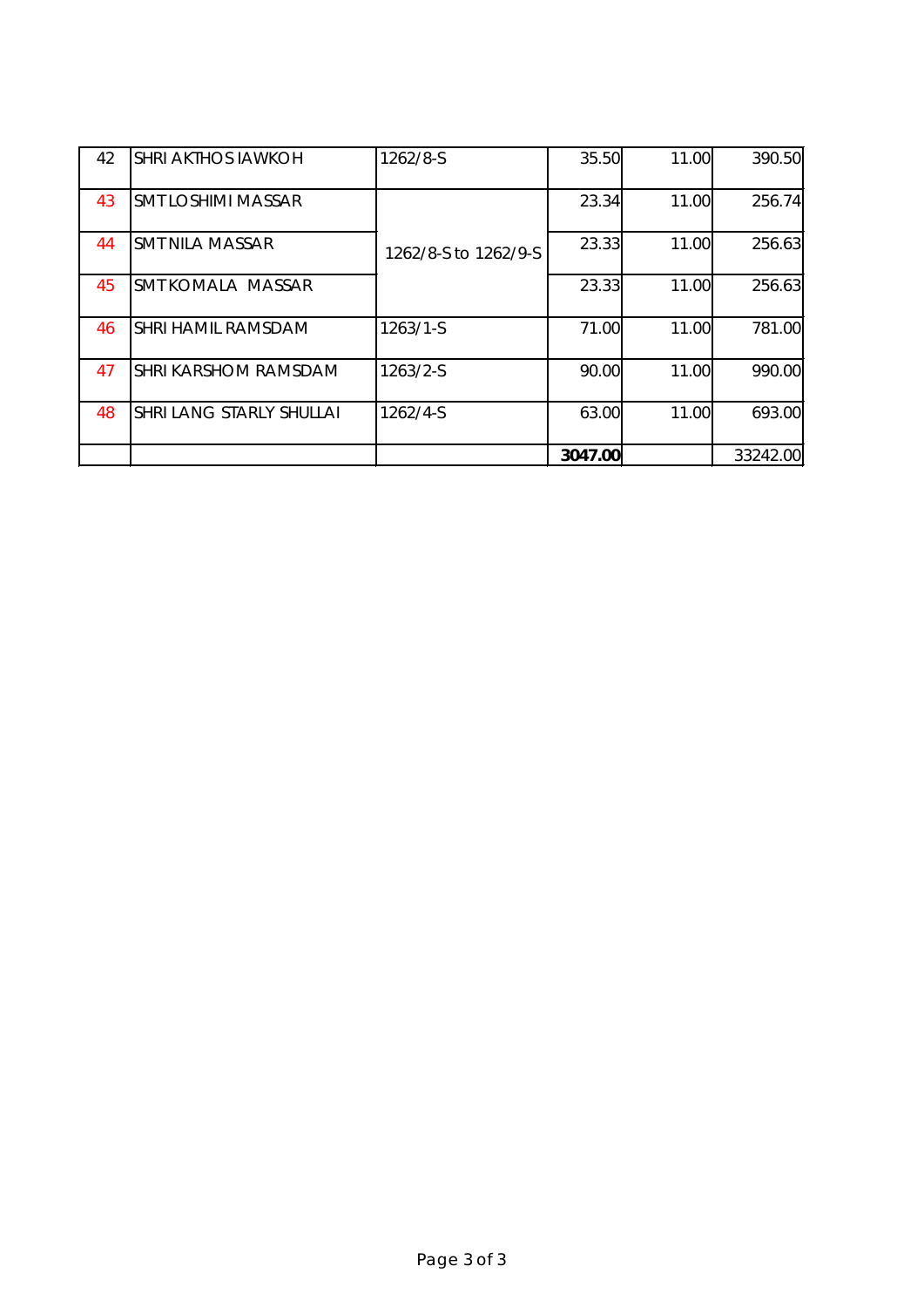| | | | | | |
|---|---|---|---|---|---|
| 42 | SHRI AKTHOS IAWKOH | 1262/8-S | 35.50 | 11.00 | 390.50 |
| 43 | SMT LOSHIMI MASSAR | 1262/8-S to 1262/9-S | 23.34 | 11.00 | 256.74 |
| 44 | SMT NILA MASSAR | | 23.33 | 11.00 | 256.63 |
| 45 | SMT KOMALA MASSAR | | 23.33 | 11.00 | 256.63 |
| 46 | SHRI HAMIL RAMSDAM | 1263/1-S | 71.00 | 11.00 | 781.00 |
| 47 | SHRI KARSHOM RAMSDAM | 1263/2-S | 90.00 | 11.00 | 990.00 |
| 48 | SHRI LANG STARLY SHULLAI | 1262/4-S | 63.00 | 11.00 | 693.00 |
| | | | **3047.00** | | 33242.00 |